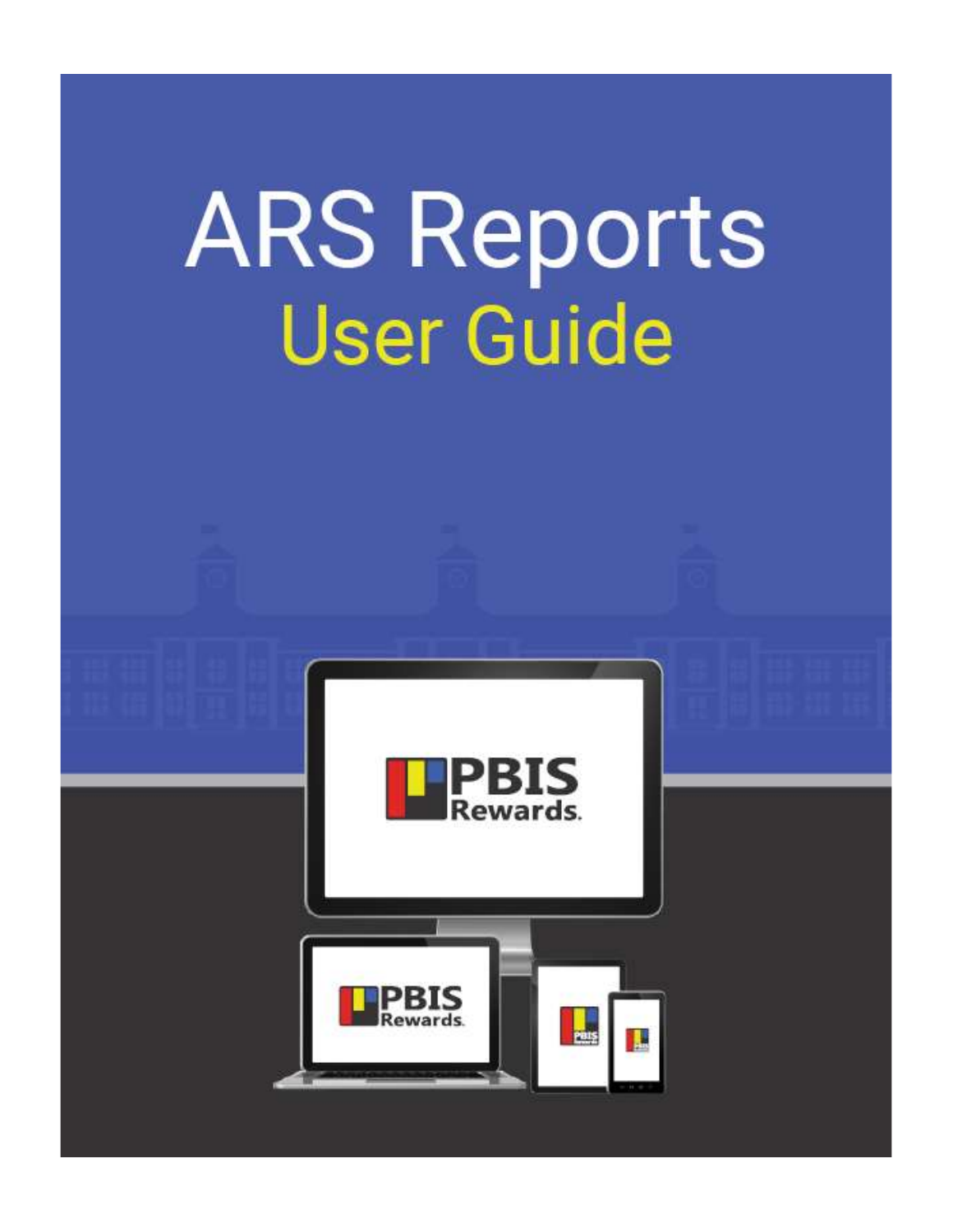# ARS Reports

## User Guide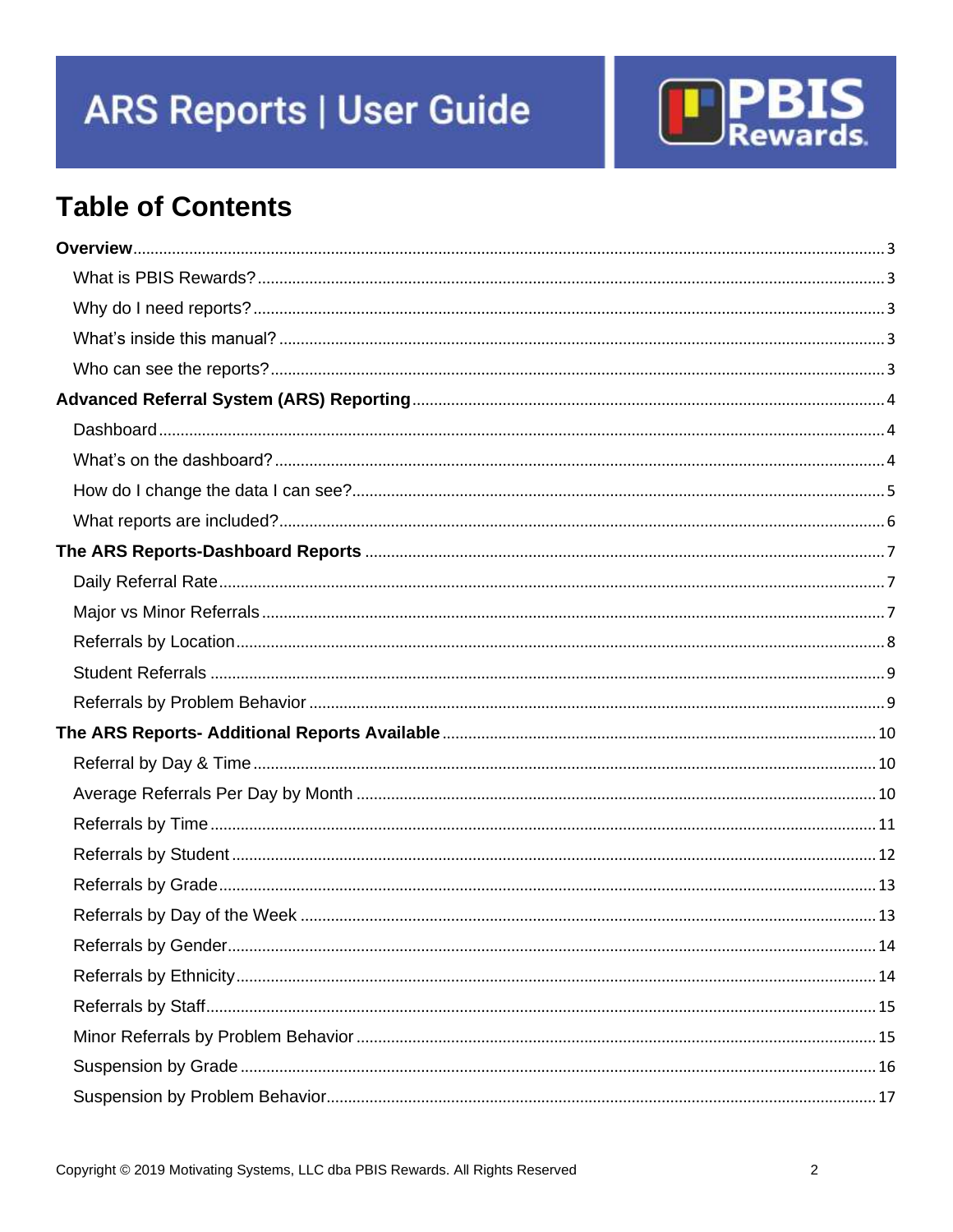# ARS Reports | User Guide

PBIS Rewards

## Table of Contents

**Overview** ........ 3
- What is PBIS Rewards? ........ 3
- Why do I need reports? ........ 3
- What's inside this manual? ........ 3
- Who can see the reports? ........ 3

**Advanced Referral System (ARS) Reporting** ........ 4
- Dashboard ........ 4
- What's on the dashboard? ........ 4
- How do I change the data I can see? ........ 5
- What reports are included? ........ 6

**The ARS Reports-Dashboard Reports** ........ 7
- Daily Referral Rate ........ 7
- Major vs Minor Referrals ........ 7
- Referrals by Location ........ 8
- Student Referrals ........ 9
- Referrals by Problem Behavior ........ 9

**The ARS Reports- Additional Reports Available** ........ 10
- Referral by Day & Time ........ 10
- Average Referrals Per Day by Month ........ 10
- Referrals by Time ........ 11
- Referrals by Student ........ 12
- Referrals by Grade ........ 13
- Referrals by Day of the Week ........ 13
- Referrals by Gender ........ 14
- Referrals by Ethnicity ........ 14
- Referrals by Staff ........ 15
- Minor Referrals by Problem Behavior ........ 15
- Suspension by Grade ........ 16
- Suspension by Problem Behavior ........ 17

Copyright © 2019 Motivating Systems, LLC dba PBIS Rewards. All Rights Reserved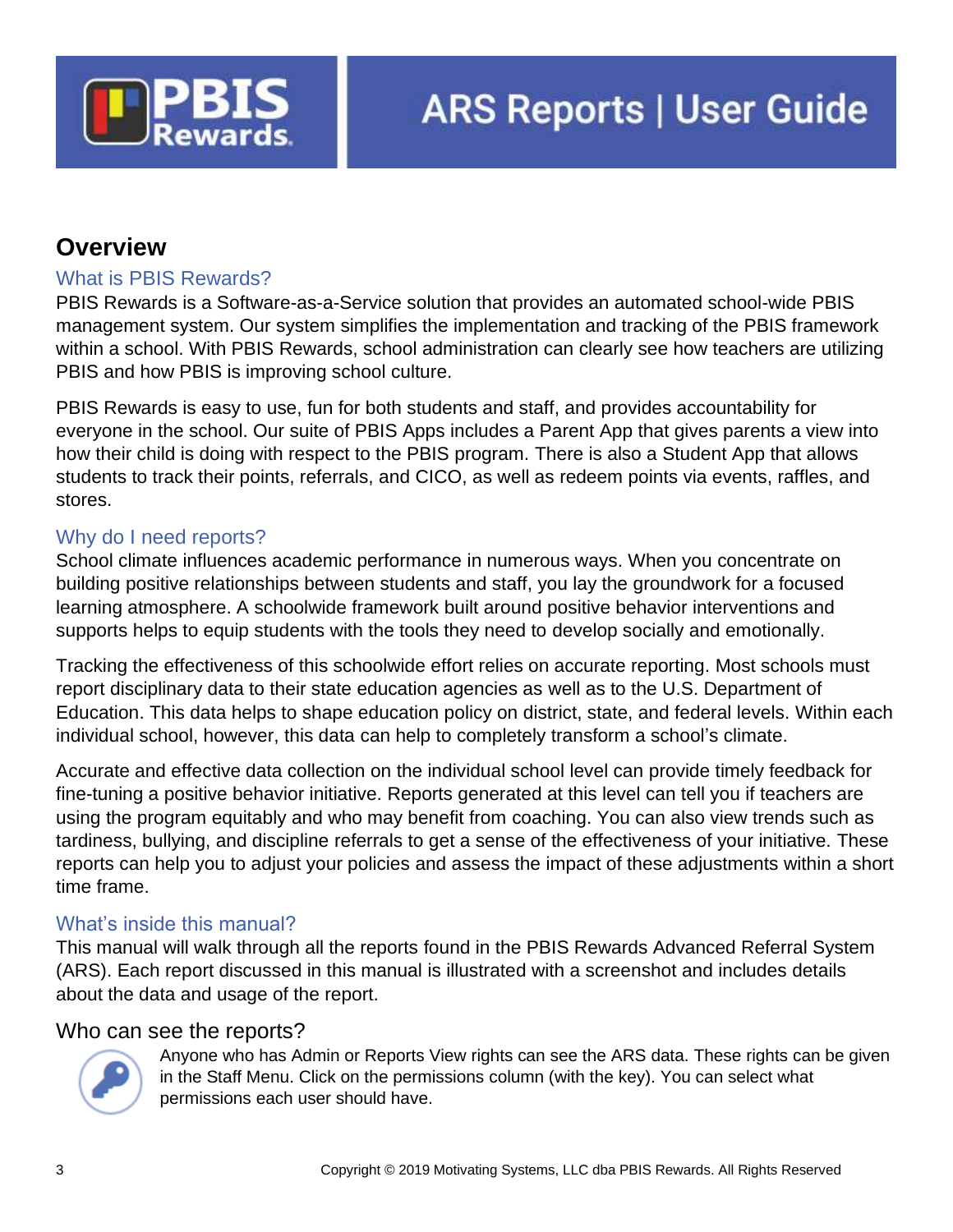# Overview

## What is PBIS Rewards?

PBIS Rewards is a Software-as-a-Service solution that provides an automated school-wide PBIS management system. Our system simplifies the implementation and tracking of the PBIS framework within a school. With PBIS Rewards, school administration can clearly see how teachers are utilizing PBIS and how PBIS is improving school culture.

PBIS Rewards is easy to use, fun for both students and staff, and provides accountability for everyone in the school. Our suite of PBIS Apps includes a Parent App that gives parents a view into how their child is doing with respect to the PBIS program. There is also a Student App that allows students to track their points, referrals, and CICO, as well as redeem points via events, raffles, and stores.

## Why do I need reports?

School climate influences academic performance in numerous ways. When you concentrate on building positive relationships between students and staff, you lay the groundwork for a focused learning atmosphere. A schoolwide framework built around positive behavior interventions and supports helps to equip students with the tools they need to develop socially and emotionally.

Tracking the effectiveness of this schoolwide effort relies on accurate reporting. Most schools must report disciplinary data to their state education agencies as well as to the U.S. Department of Education. This data helps to shape education policy on district, state, and federal levels. Within each individual school, however, this data can help to completely transform a school's climate.

Accurate and effective data collection on the individual school level can provide timely feedback for fine-tuning a positive behavior initiative. Reports generated at this level can tell you if teachers are using the program equitably and who may benefit from coaching. You can also view trends such as tardiness, bullying, and discipline referrals to get a sense of the effectiveness of your initiative. These reports can help you to adjust your policies and assess the impact of these adjustments within a short time frame.

## What's inside this manual?

This manual will walk through all the reports found in the PBIS Rewards Advanced Referral System (ARS). Each report discussed in this manual is illustrated with a screenshot and includes details about the data and usage of the report.

## Who can see the reports?

Anyone who has Admin or Reports View rights can see the ARS data. These rights can be given in the Staff Menu. Click on the permissions column (with the key). You can select what permissions each user should have.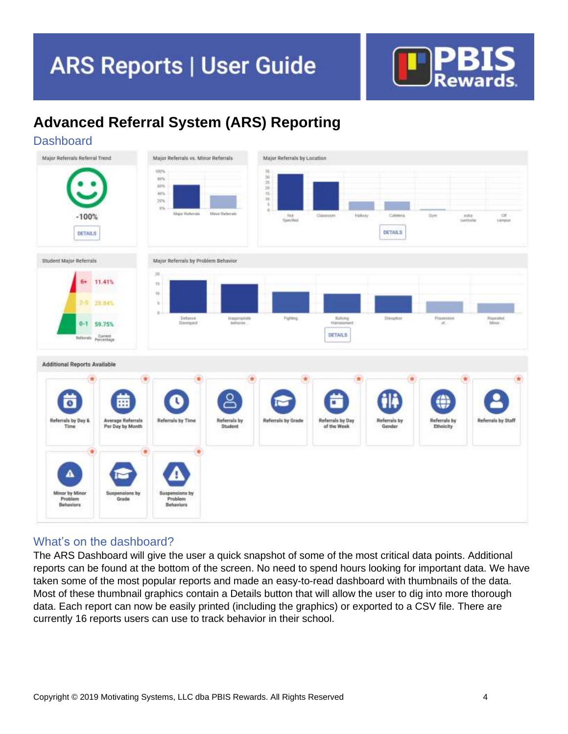# Advanced Referral System (ARS) Reporting

## Dashboard

## What's on the dashboard?

The ARS Dashboard will give the user a quick snapshot of some of the most critical data points. Additional reports can be found at the bottom of the screen. No need to spend hours looking for important data. We have taken some of the most popular reports and made an easy-to-read dashboard with thumbnails of the data. Most of these thumbnail graphics contain a Details button that will allow the user to dig into more thorough data. Each report can now be easily printed (including the graphics) or exported to a CSV file. There are currently 16 reports users can use to track behavior in their school.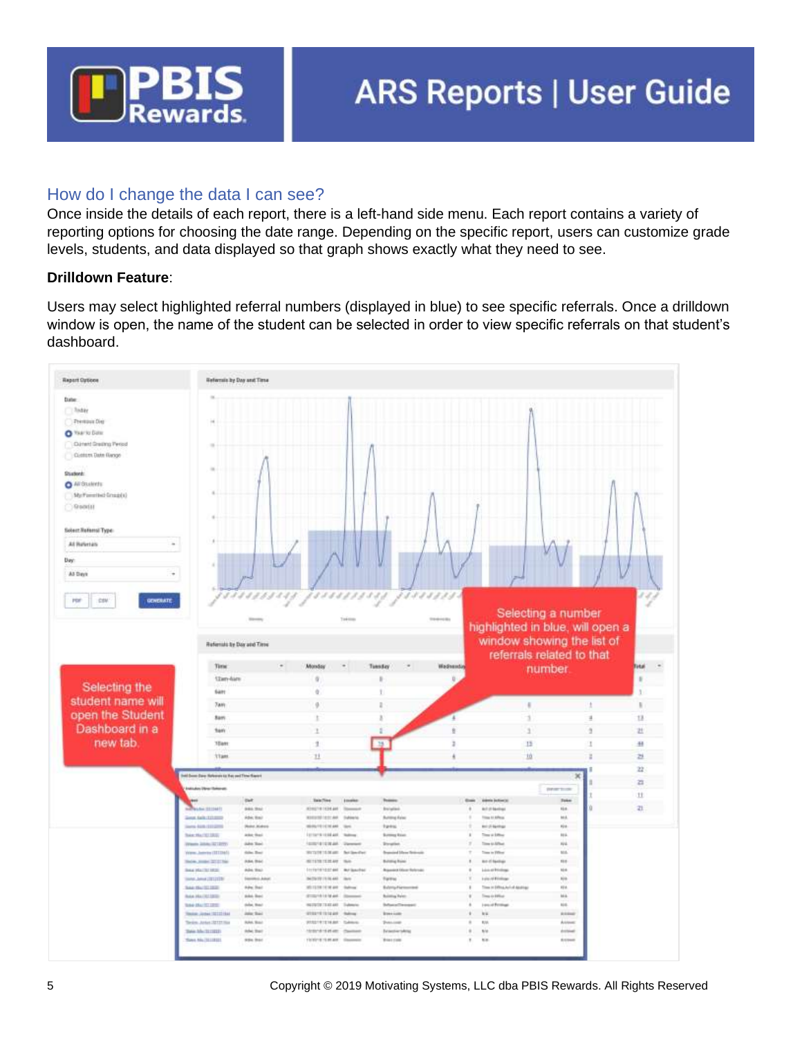## How do I change the data I can see?

Once inside the details of each report, there is a left-hand side menu. Each report contains a variety of reporting options for choosing the date range. Depending on the specific report, users can customize grade levels, students, and data displayed so that graph shows exactly what they need to see.

**Drilldown Feature**:

Users may select highlighted referral numbers (displayed in blue) to see specific referrals. Once a drilldown window is open, the name of the student can be selected in order to view specific referrals on that student's dashboard.

Selecting a number highlighted in blue, will open a window showing the list of referrals related to that number.

Selecting the student name will open the Student Dashboard in a new tab.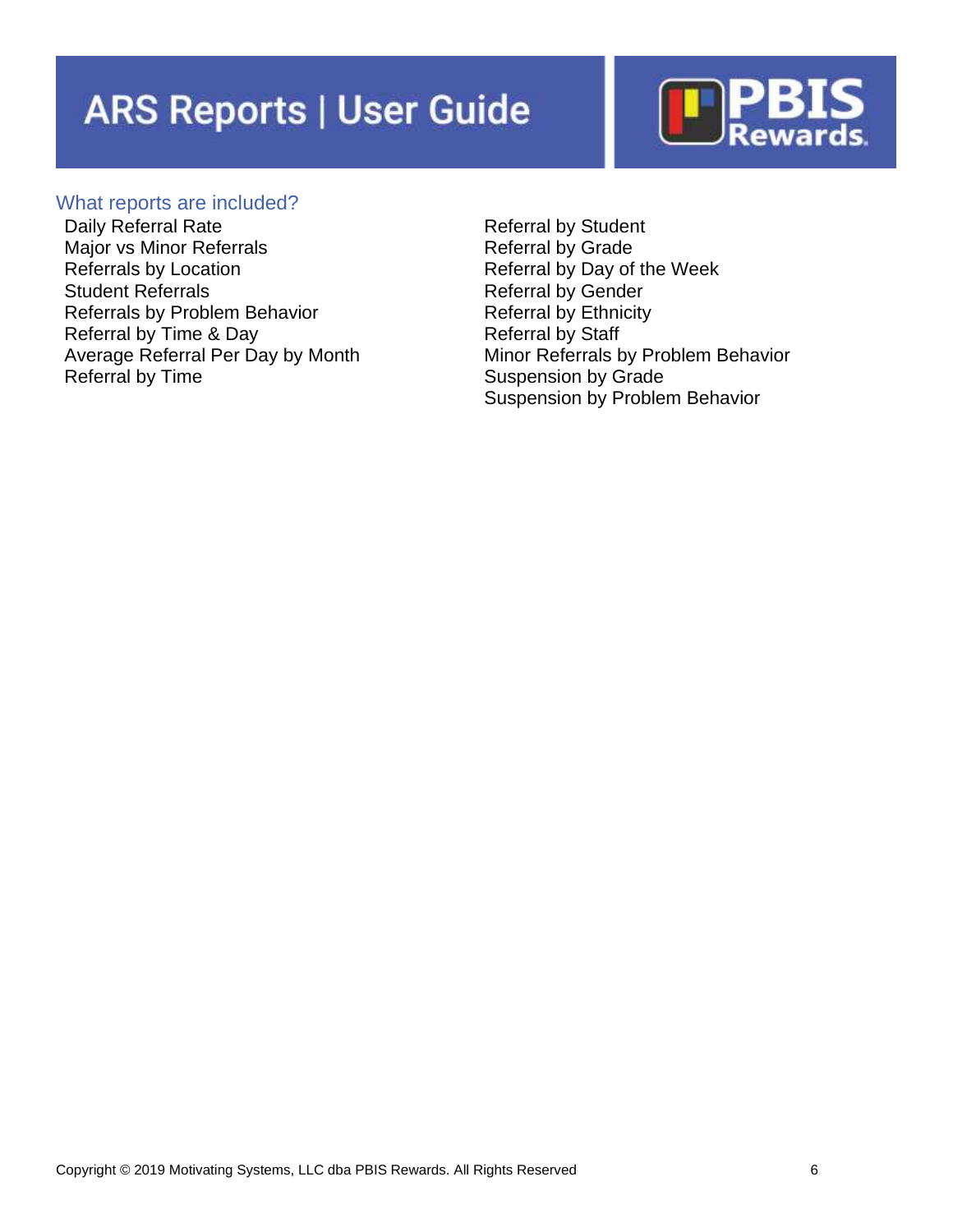## What reports are included?

- Daily Referral Rate
- Major vs Minor Referrals
- Referrals by Location
- Student Referrals
- Referrals by Problem Behavior
- Referral by Time & Day
- Average Referral Per Day by Month
- Referral by Time
- Referral by Student
- Referral by Grade
- Referral by Day of the Week
- Referral by Gender
- Referral by Ethnicity
- Referral by Staff
- Minor Referrals by Problem Behavior
- Suspension by Grade
- Suspension by Problem Behavior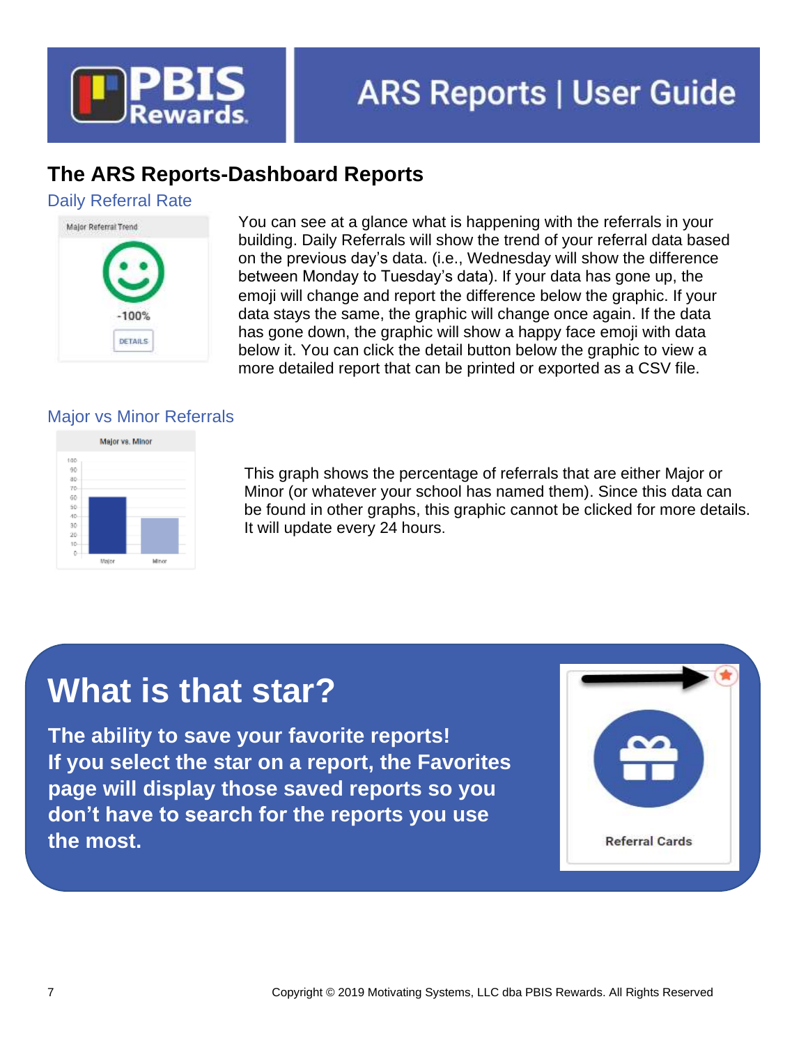## The ARS Reports-Dashboard Reports

### Daily Referral Rate

You can see at a glance what is happening with the referrals in your building. Daily Referrals will show the trend of your referral data based on the previous day's data. (i.e., Wednesday will show the difference between Monday to Tuesday's data). If your data has gone up, the emoji will change and report the difference below the graphic. If your data stays the same, the graphic will change once again. If the data has gone down, the graphic will show a happy face emoji with data below it. You can click the detail button below the graphic to view a more detailed report that can be printed or exported as a CSV file.

### Major vs Minor Referrals

This graph shows the percentage of referrals that are either Major or Minor (or whatever your school has named them). Since this data can be found in other graphs, this graphic cannot be clicked for more details. It will update every 24 hours.

# What is that star?

**The ability to save your favorite reports!**
**If you select the star on a report, the Favorites page will display those saved reports so you don't have to search for the reports you use the most.**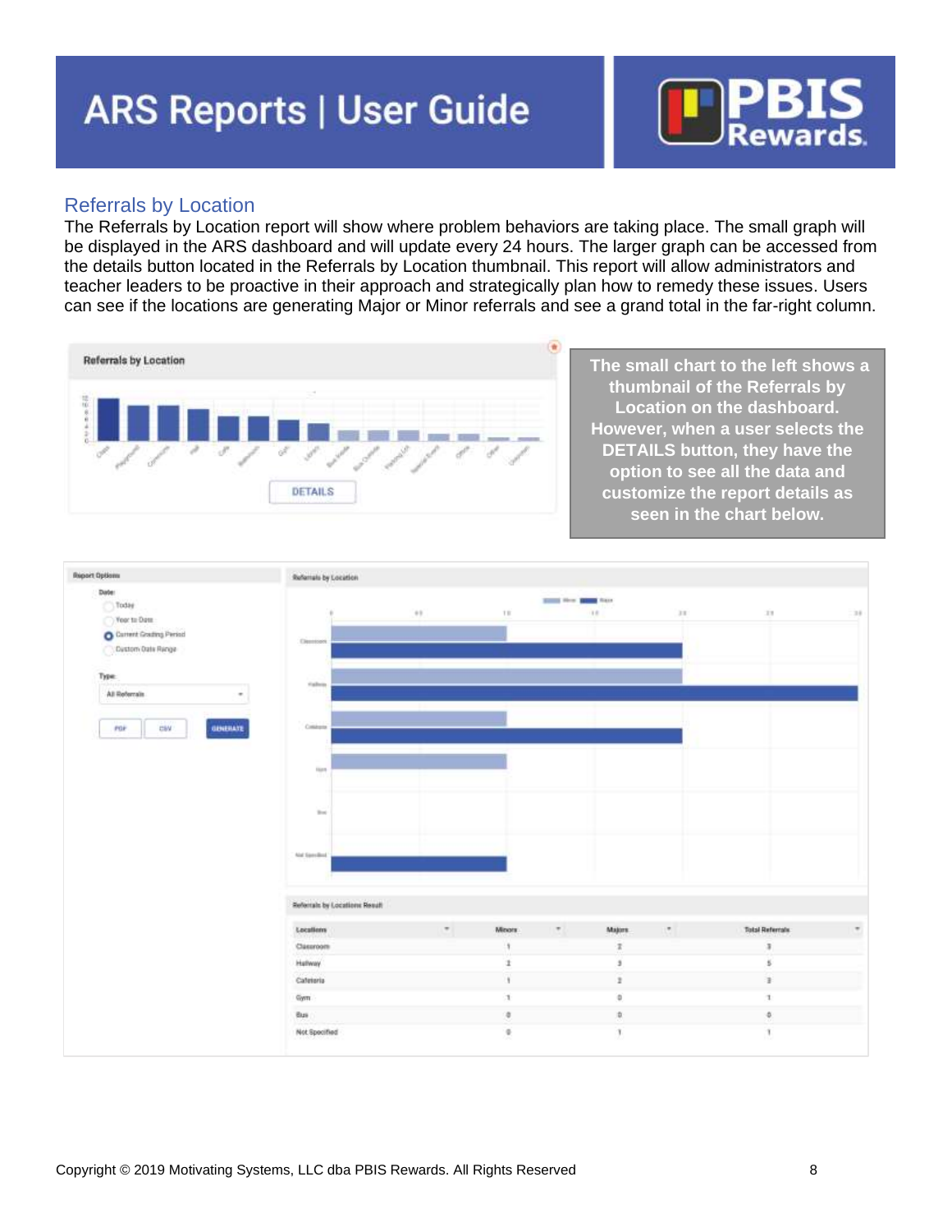## Referrals by Location

The Referrals by Location report will show where problem behaviors are taking place. The small graph will be displayed in the ARS dashboard and will update every 24 hours. The larger graph can be accessed from the details button located in the Referrals by Location thumbnail. This report will allow administrators and teacher leaders to be proactive in their approach and strategically plan how to remedy these issues. Users can see if the locations are generating Major or Minor referrals and see a grand total in the far-right column.

**The small chart to the left shows a thumbnail of the Referrals by Location on the dashboard. However, when a user selects the DETAILS button, they have the option to see all the data and customize the report details as seen in the chart below.**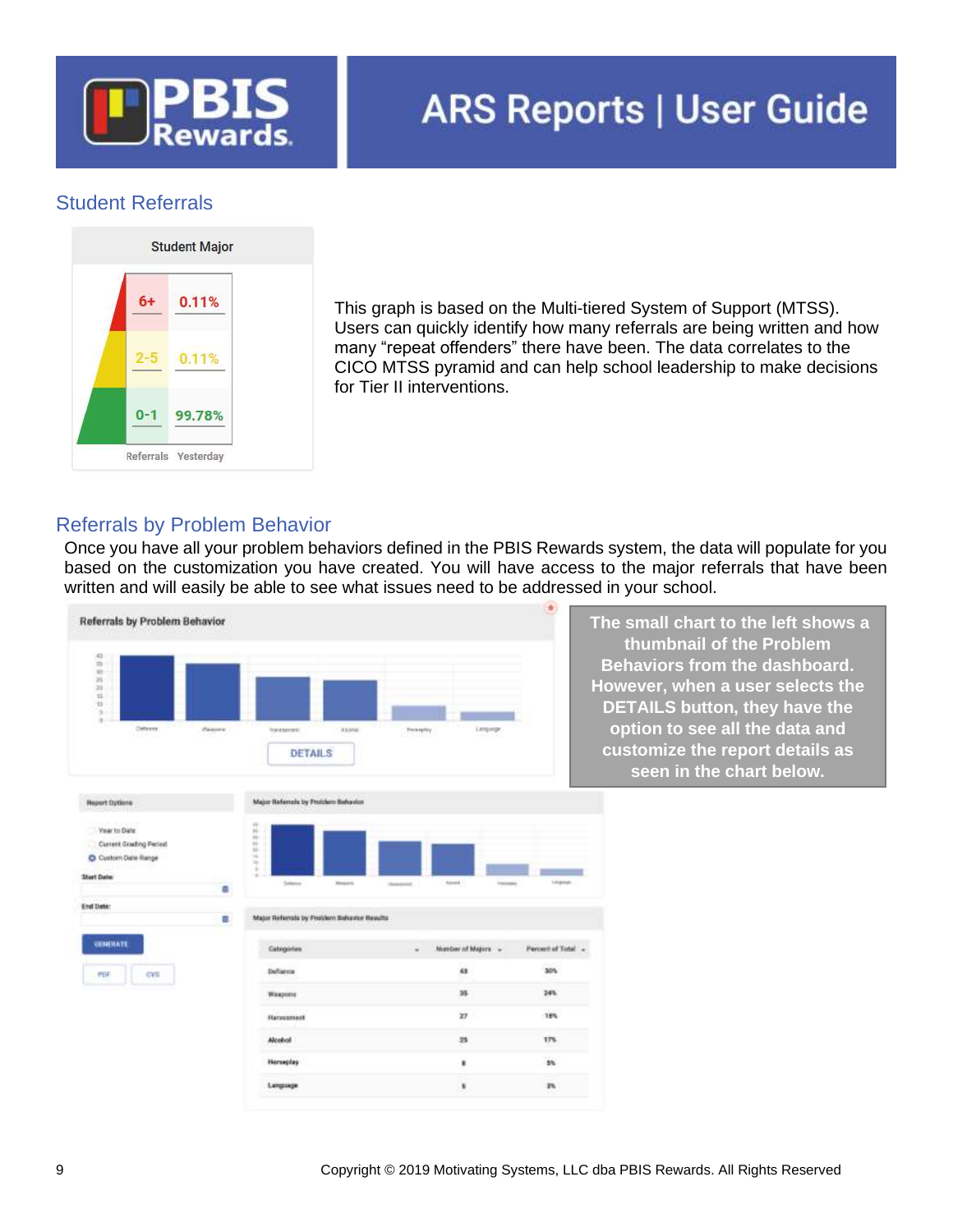## Student Referrals

This graph is based on the Multi-tiered System of Support (MTSS). Users can quickly identify how many referrals are being written and how many "repeat offenders" there have been. The data correlates to the CICO MTSS pyramid and can help school leadership to make decisions for Tier II interventions.

## Referrals by Problem Behavior

Once you have all your problem behaviors defined in the PBIS Rewards system, the data will populate for you based on the customization you have created. You will have access to the major referrals that have been written and will easily be able to see what issues need to be addressed in your school.

**The small chart to the left shows a thumbnail of the Problem Behaviors from the dashboard. However, when a user selects the DETAILS button, they have the option to see all the data and customize the report details as seen in the chart below.**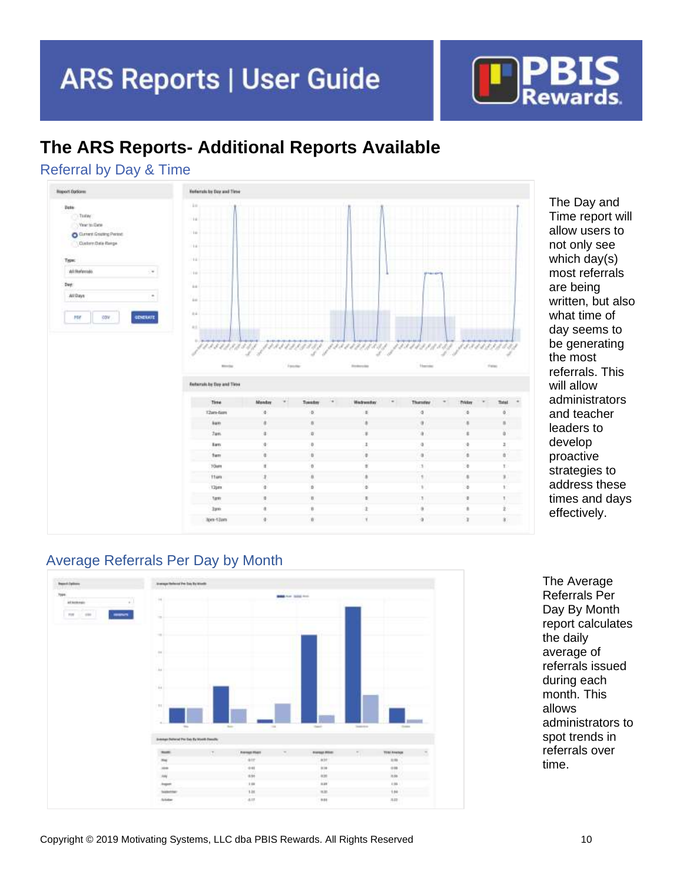# The ARS Reports- Additional Reports Available

## Referral by Day & Time

The Day and Time report will allow users to not only see which day(s) most referrals are being written, but also what time of day seems to be generating the most referrals. This will allow administrators and teacher leaders to develop proactive strategies to address these times and days effectively.

## Average Referrals Per Day by Month

The Average Referrals Per Day By Month report calculates the daily average of referrals issued during each month. This allows administrators to spot trends in referrals over time.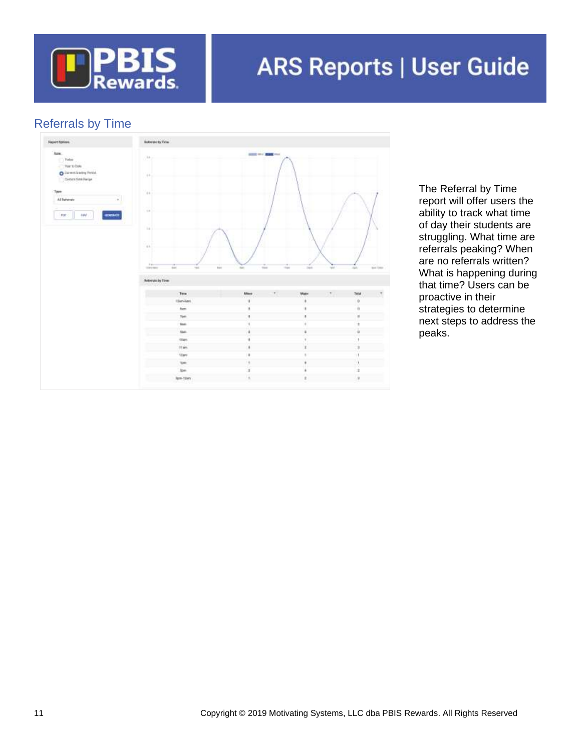## Referrals by Time

The Referral by Time report will offer users the ability to track what time of day their students are struggling. What time are referrals peaking? When are no referrals written? What is happening during that time? Users can be proactive in their strategies to determine next steps to address the peaks.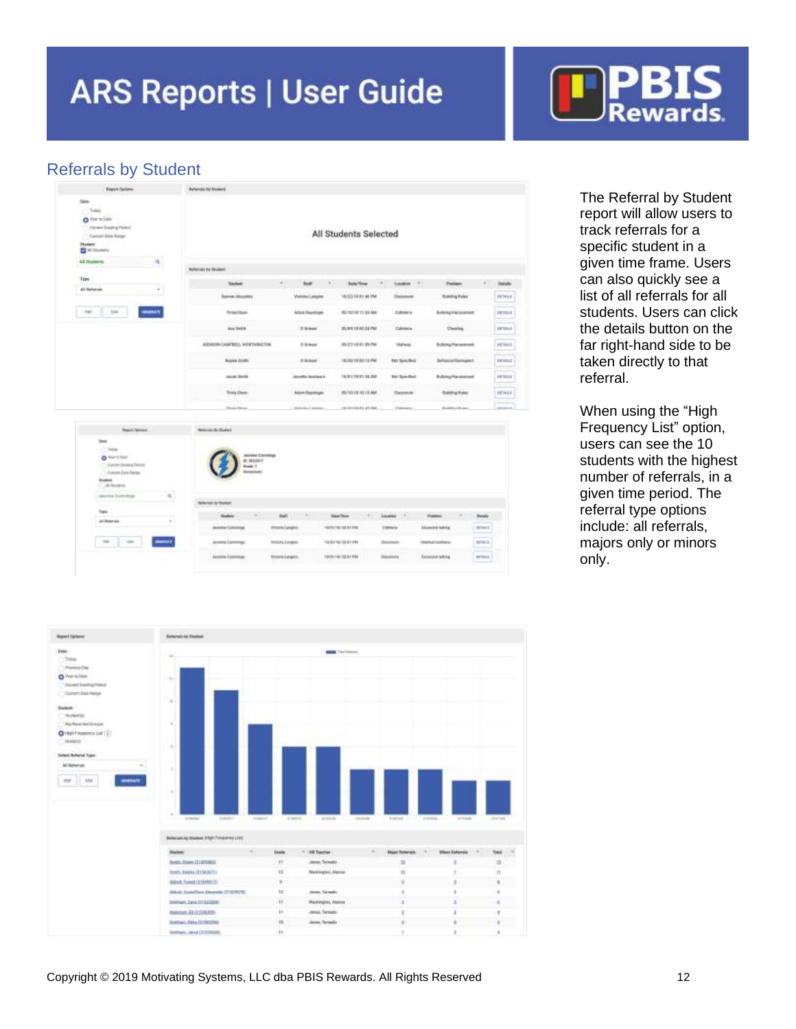## Referrals by Student

The Referral by Student report will allow users to track referrals for a specific student in a given time frame. Users can also quickly see a list of all referrals for all students. Users can click the details button on the far right-hand side to be taken directly to that referral.

When using the "High Frequency List" option, users can see the 10 students with the highest number of referrals, in a given time period. The referral type options include: all referrals, majors only or minors only.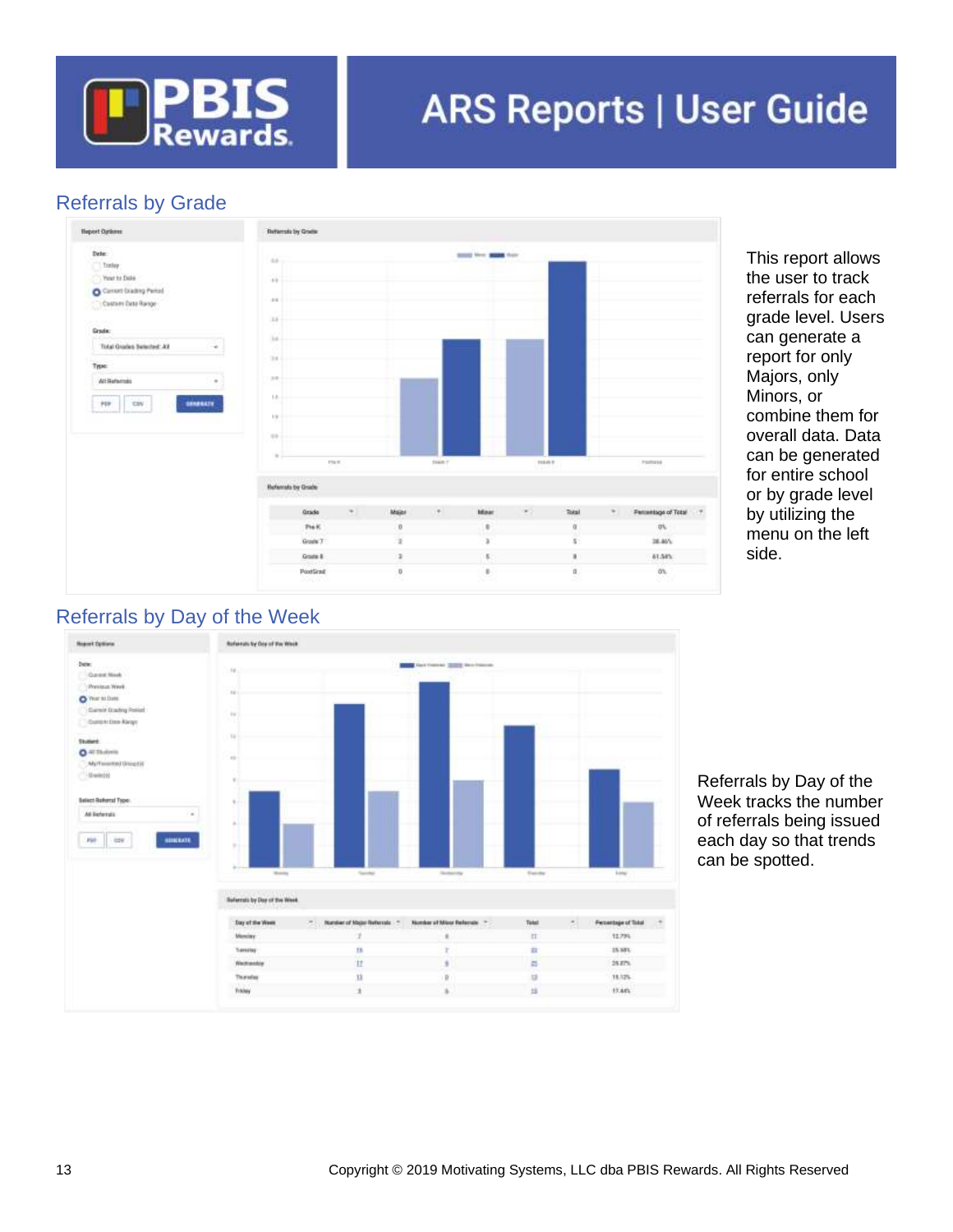## Referrals by Grade

This report allows the user to track referrals for each grade level. Users can generate a report for only Majors, only Minors, or combine them for overall data. Data can be generated for entire school or by grade level by utilizing the menu on the left side.

## Referrals by Day of the Week

Referrals by Day of the Week tracks the number of referrals being issued each day so that trends can be spotted.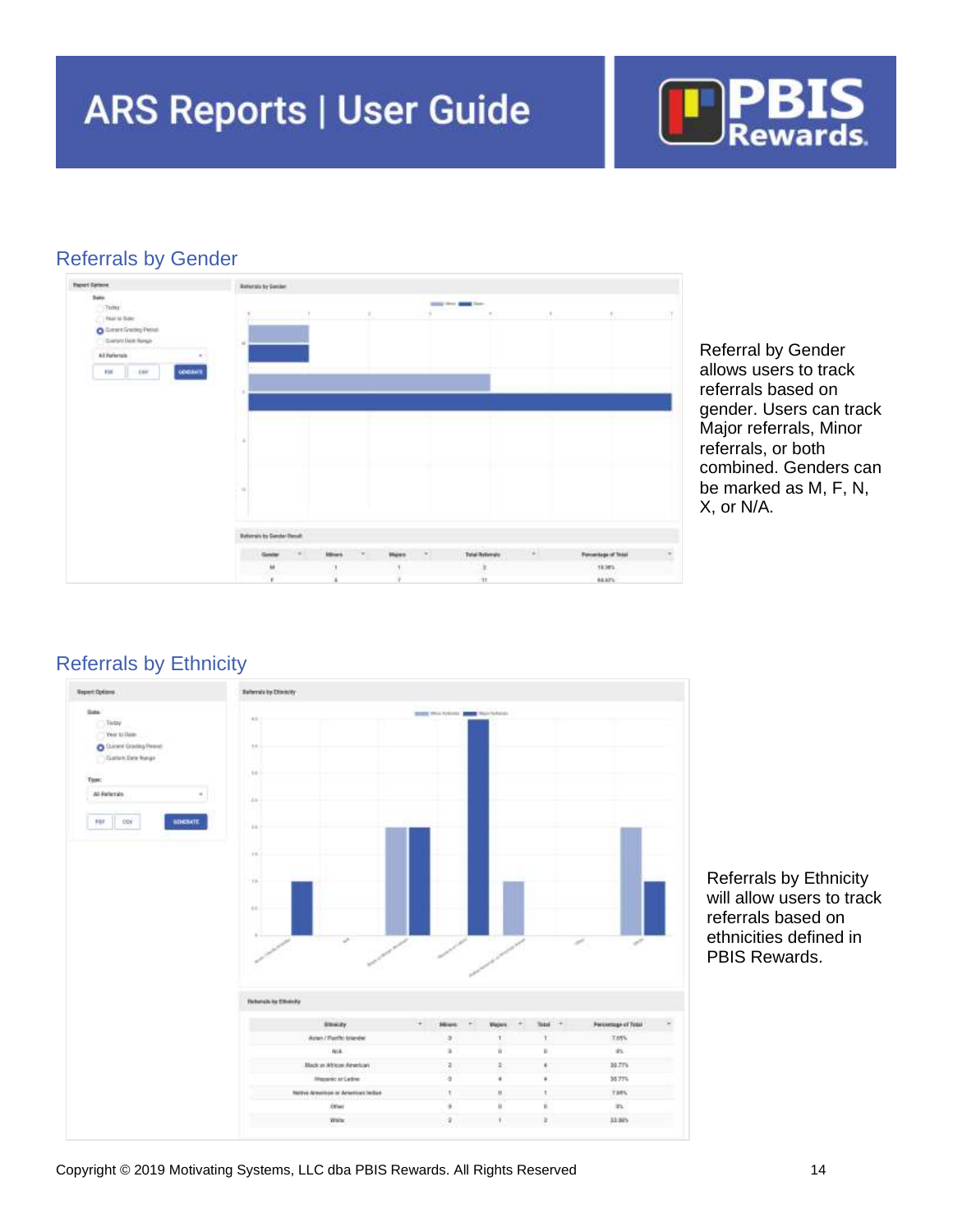## Referrals by Gender

Referral by Gender allows users to track referrals based on gender. Users can track Major referrals, Minor referrals, or both combined. Genders can be marked as M, F, N, X, or N/A.

## Referrals by Ethnicity

Referrals by Ethnicity will allow users to track referrals based on ethnicities defined in PBIS Rewards.

Copyright © 2019 Motivating Systems, LLC dba PBIS Rewards. All Rights Reserved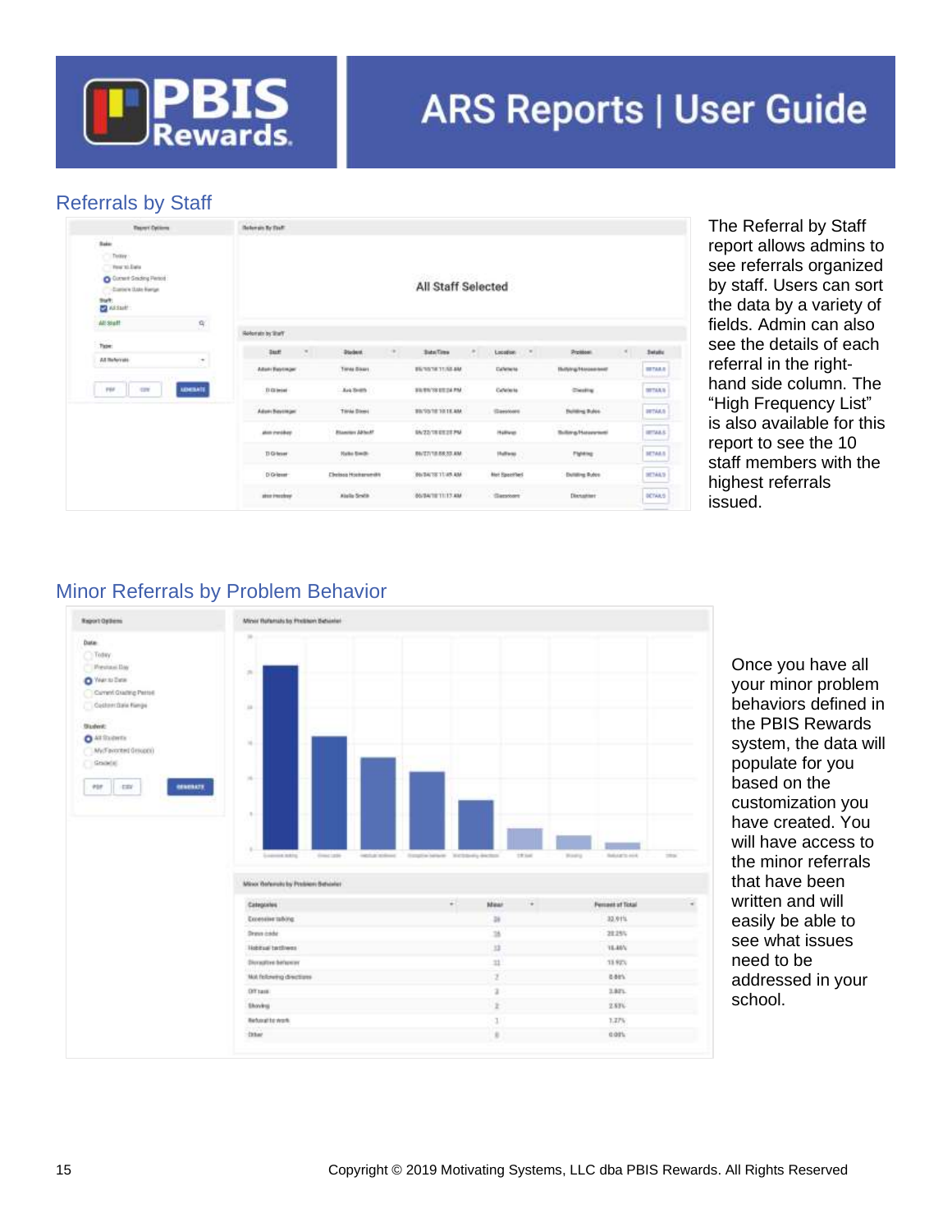## Referrals by Staff

The Referral by Staff report allows admins to see referrals organized by staff. Users can sort the data by a variety of fields. Admin can also see the details of each referral in the right-hand side column. The “High Frequency List” is also available for this report to see the 10 staff members with the highest referrals issued.

## Minor Referrals by Problem Behavior

Once you have all your minor problem behaviors defined in the PBIS Rewards system, the data will populate for you based on the customization you have created. You will have access to the minor referrals that have been written and will easily be able to see what issues need to be addressed in your school.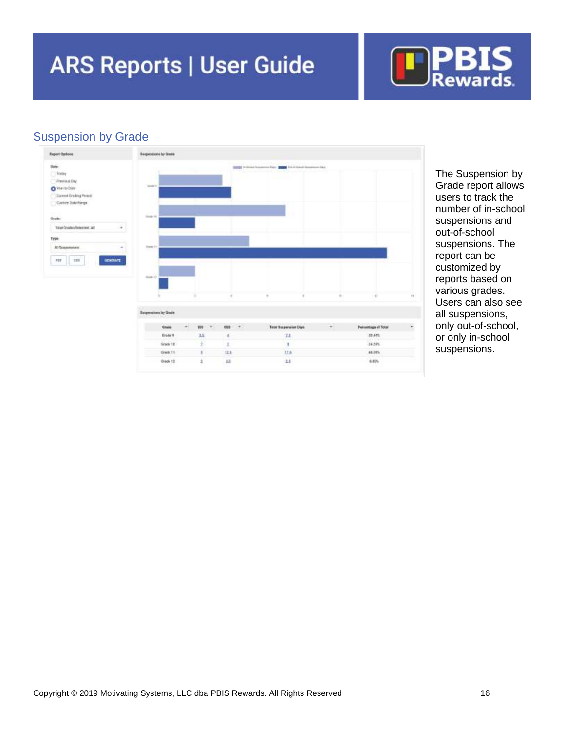## Suspension by Grade

The Suspension by Grade report allows users to track the number of in-school suspensions and out-of-school suspensions. The report can be customized by reports based on various grades. Users can also see all suspensions, only out-of-school, or only in-school suspensions.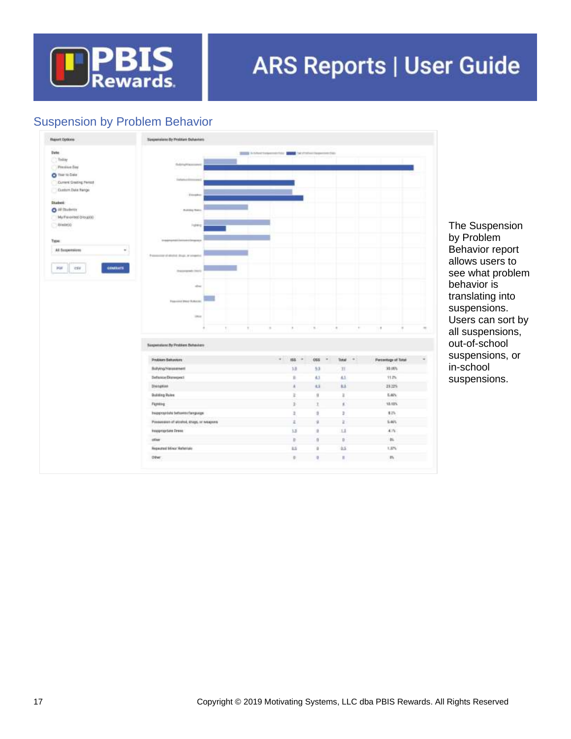## Suspension by Problem Behavior

The Suspension by Problem Behavior report allows users to see what problem behavior is translating into suspensions. Users can sort by all suspensions, out-of-school suspensions, or in-school suspensions.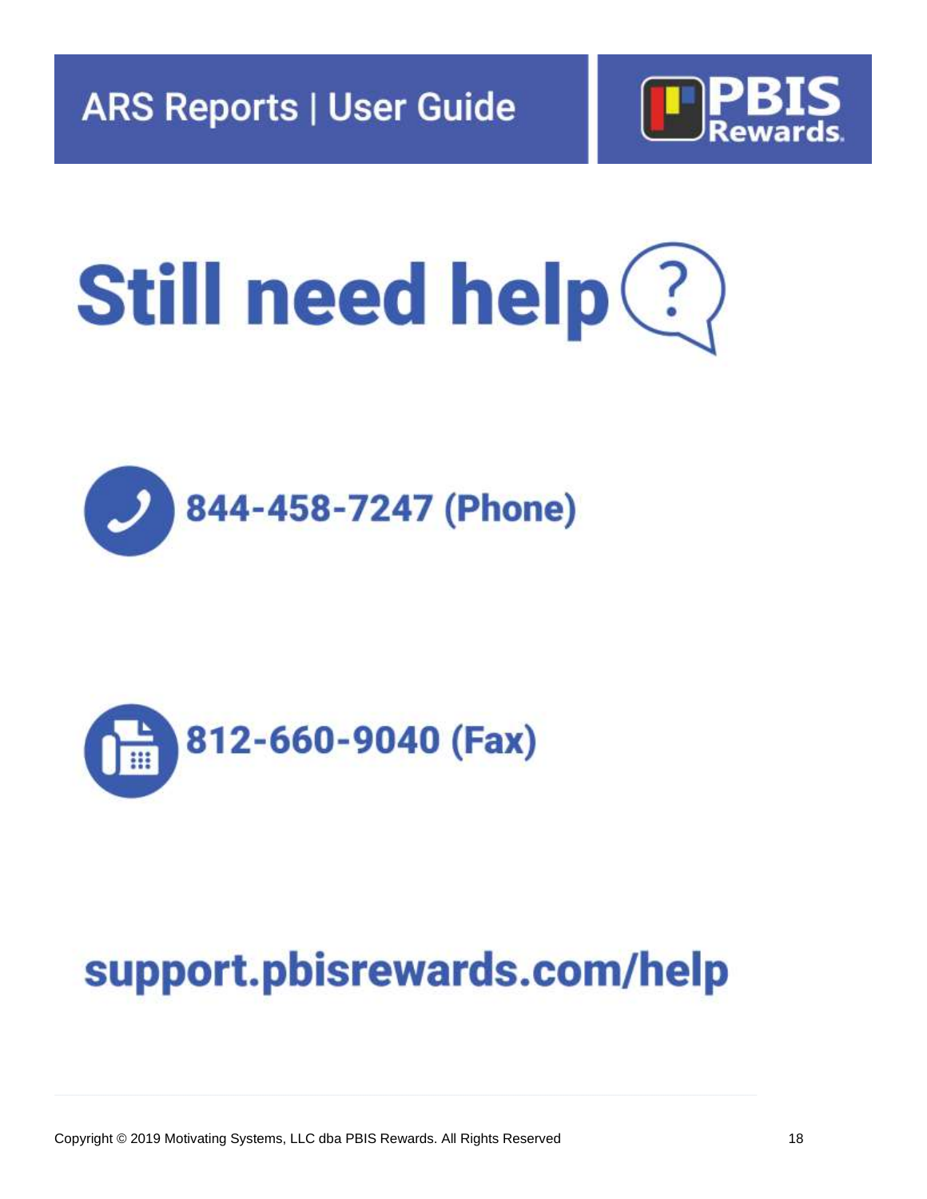# Still need help?

844-458-7247 (Phone)

812-660-9040 (Fax)

support.pbisrewards.com/help